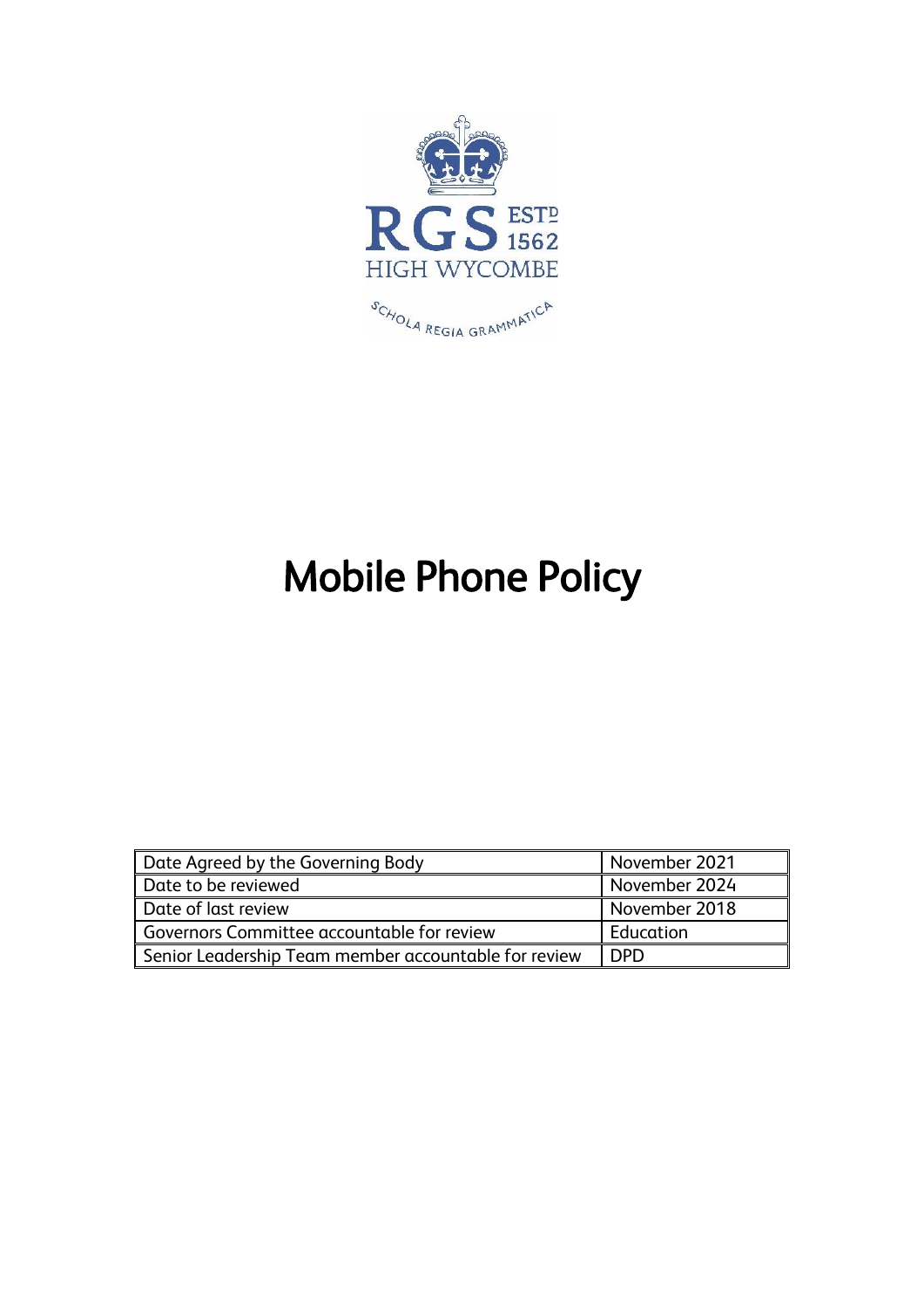RGS ESTD 1562
HIGH WYCOMBE
SCHOLA REGIA GRAMMATICA

# Mobile Phone Policy

| | |
|---|---|
| Date Agreed by the Governing Body | November 2021 |
| Date to be reviewed | November 2024 |
| Date of last review | November 2018 |
| Governors Committee accountable for review | Education |
| Senior Leadership Team member accountable for review | DPD |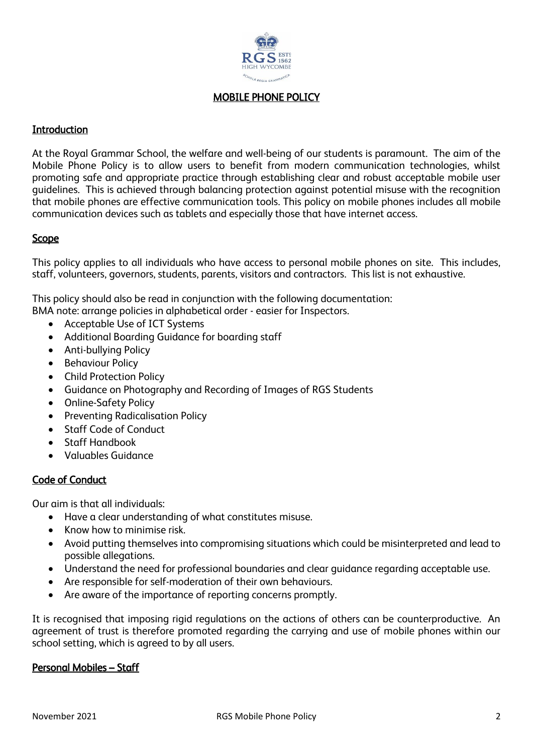# MOBILE PHONE POLICY

## Introduction

At the Royal Grammar School, the welfare and well-being of our students is paramount. The aim of the Mobile Phone Policy is to allow users to benefit from modern communication technologies, whilst promoting safe and appropriate practice through establishing clear and robust acceptable mobile user guidelines. This is achieved through balancing protection against potential misuse with the recognition that mobile phones are effective communication tools. This policy on mobile phones includes all mobile communication devices such as tablets and especially those that have internet access.

## Scope

This policy applies to all individuals who have access to personal mobile phones on site. This includes, staff, volunteers, governors, students, parents, visitors and contractors. This list is not exhaustive.

This policy should also be read in conjunction with the following documentation:
BMA note: arrange policies in alphabetical order - easier for Inspectors.

- Acceptable Use of ICT Systems
- Additional Boarding Guidance for boarding staff
- Anti-bullying Policy
- Behaviour Policy
- Child Protection Policy
- Guidance on Photography and Recording of Images of RGS Students
- Online-Safety Policy
- Preventing Radicalisation Policy
- Staff Code of Conduct
- Staff Handbook
- Valuables Guidance

## Code of Conduct

Our aim is that all individuals:

- Have a clear understanding of what constitutes misuse.
- Know how to minimise risk.
- Avoid putting themselves into compromising situations which could be misinterpreted and lead to possible allegations.
- Understand the need for professional boundaries and clear guidance regarding acceptable use.
- Are responsible for self-moderation of their own behaviours.
- Are aware of the importance of reporting concerns promptly.

It is recognised that imposing rigid regulations on the actions of others can be counterproductive. An agreement of trust is therefore promoted regarding the carrying and use of mobile phones within our school setting, which is agreed to by all users.

## Personal Mobiles – Staff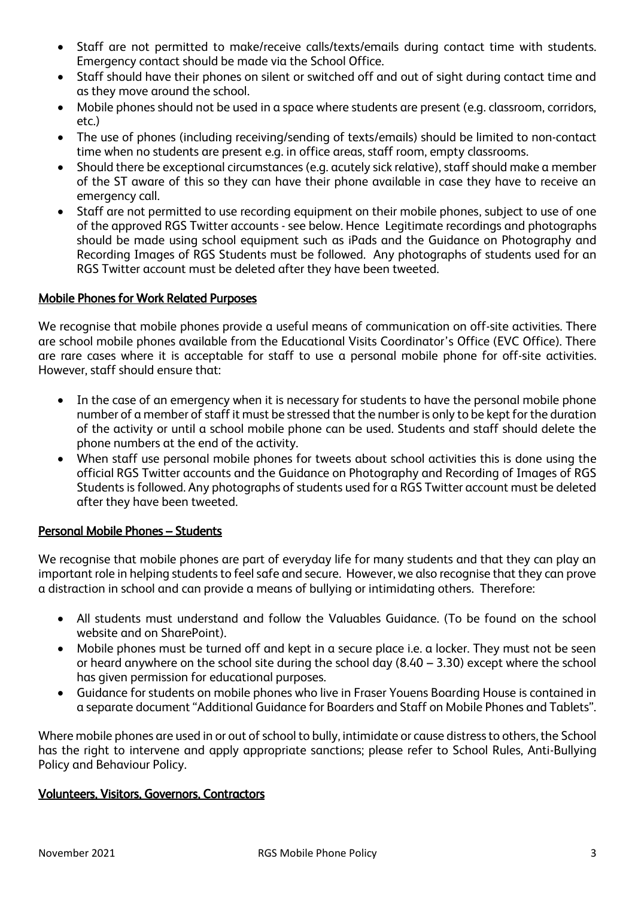- Staff are not permitted to make/receive calls/texts/emails during contact time with students. Emergency contact should be made via the School Office.
- Staff should have their phones on silent or switched off and out of sight during contact time and as they move around the school.
- Mobile phones should not be used in a space where students are present (e.g. classroom, corridors, etc.)
- The use of phones (including receiving/sending of texts/emails) should be limited to non-contact time when no students are present e.g. in office areas, staff room, empty classrooms.
- Should there be exceptional circumstances (e.g. acutely sick relative), staff should make a member of the ST aware of this so they can have their phone available in case they have to receive an emergency call.
- Staff are not permitted to use recording equipment on their mobile phones, subject to use of one of the approved RGS Twitter accounts - see below. Hence Legitimate recordings and photographs should be made using school equipment such as iPads and the Guidance on Photography and Recording Images of RGS Students must be followed. Any photographs of students used for an RGS Twitter account must be deleted after they have been tweeted.

## Mobile Phones for Work Related Purposes

We recognise that mobile phones provide a useful means of communication on off-site activities. There are school mobile phones available from the Educational Visits Coordinator's Office (EVC Office). There are rare cases where it is acceptable for staff to use a personal mobile phone for off-site activities. However, staff should ensure that:

- In the case of an emergency when it is necessary for students to have the personal mobile phone number of a member of staff it must be stressed that the number is only to be kept for the duration of the activity or until a school mobile phone can be used. Students and staff should delete the phone numbers at the end of the activity.
- When staff use personal mobile phones for tweets about school activities this is done using the official RGS Twitter accounts and the Guidance on Photography and Recording of Images of RGS Students is followed. Any photographs of students used for a RGS Twitter account must be deleted after they have been tweeted.

## Personal Mobile Phones – Students

We recognise that mobile phones are part of everyday life for many students and that they can play an important role in helping students to feel safe and secure. However, we also recognise that they can prove a distraction in school and can provide a means of bullying or intimidating others. Therefore:

- All students must understand and follow the Valuables Guidance. (To be found on the school website and on SharePoint).
- Mobile phones must be turned off and kept in a secure place i.e. a locker. They must not be seen or heard anywhere on the school site during the school day (8.40 – 3.30) except where the school has given permission for educational purposes.
- Guidance for students on mobile phones who live in Fraser Youens Boarding House is contained in a separate document "Additional Guidance for Boarders and Staff on Mobile Phones and Tablets".

Where mobile phones are used in or out of school to bully, intimidate or cause distress to others, the School has the right to intervene and apply appropriate sanctions; please refer to School Rules, Anti-Bullying Policy and Behaviour Policy.

## Volunteers, Visitors, Governors, Contractors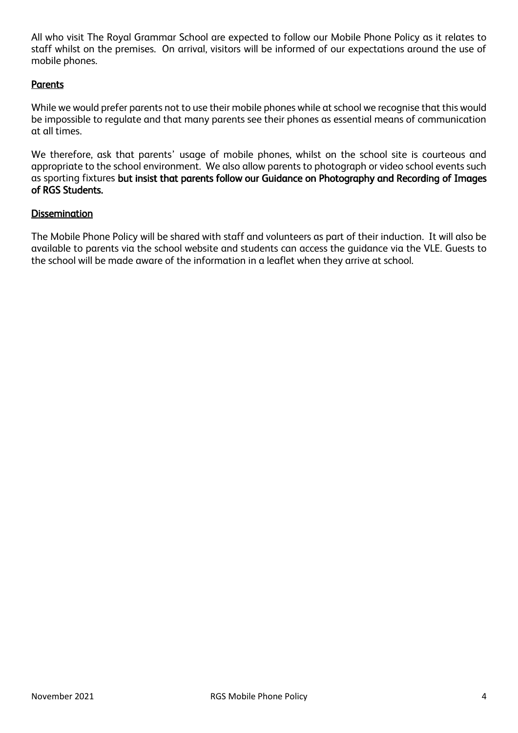All who visit The Royal Grammar School are expected to follow our Mobile Phone Policy as it relates to staff whilst on the premises. On arrival, visitors will be informed of our expectations around the use of mobile phones.

## Parents

While we would prefer parents not to use their mobile phones while at school we recognise that this would be impossible to regulate and that many parents see their phones as essential means of communication at all times.

We therefore, ask that parents' usage of mobile phones, whilst on the school site is courteous and appropriate to the school environment. We also allow parents to photograph or video school events such as sporting fixtures **but insist that parents follow our Guidance on Photography and Recording of Images of RGS Students.**

## Dissemination

The Mobile Phone Policy will be shared with staff and volunteers as part of their induction. It will also be available to parents via the school website and students can access the guidance via the VLE. Guests to the school will be made aware of the information in a leaflet when they arrive at school.